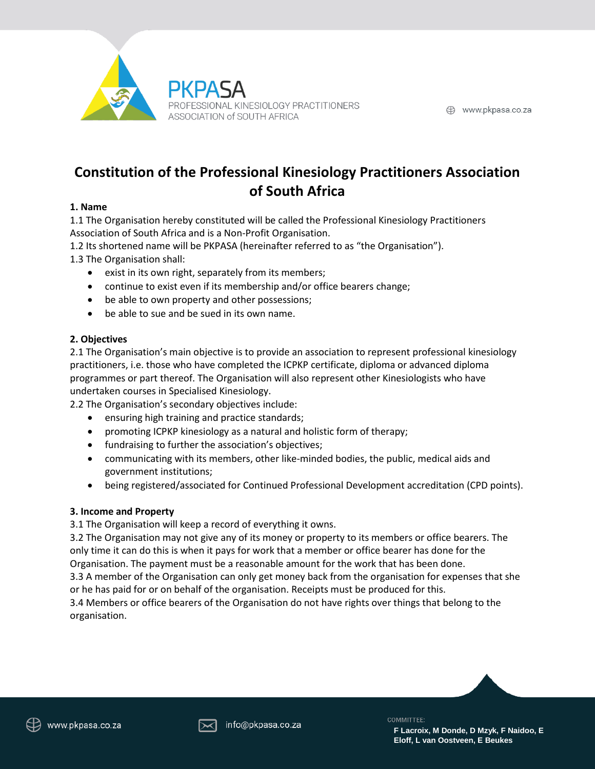# Constitution of the Professional Kinesiology Practitioners Association of South Africa

## 1. Name

1.1 The Organisation hereby constituted will be called the Professional Kinesiology Practitioners Association of South Africa and is a Non-Profit Organisation.

1.2 Its shortened name will be PKPASA (hereinafter referred to as "the Organisation").

1.3 The Organisation shall:

- exist in its own right, separately from its members;
- continue to exist even if its membership and/or office bearers change;
- be able to own property and other possessions;
- be able to sue and be sued in its own name.

## 2. Objectives

2.1 The Organisation's main objective is to provide an association to represent professional kinesiology practitioners, i.e. those who have completed the ICPKP certificate, diploma or advanced diploma programmes or part thereof. The Organisation will also represent other Kinesiologists who have undertaken courses in Specialised Kinesiology.

2.2 The Organisation's secondary objectives include:

- ensuring high training and practice standards;
- promoting ICPKP kinesiology as a natural and holistic form of therapy;
- fundraising to further the association's objectives;
- communicating with its members, other like-minded bodies, the public, medical aids and government institutions;
- being registered/associated for Continued Professional Development accreditation (CPD points).

## 3. Income and Property

3.1 The Organisation will keep a record of everything it owns.

3.2 The Organisation may not give any of its money or property to its members or office bearers. The only time it can do this is when it pays for work that a member or office bearer has done for the Organisation. The payment must be a reasonable amount for the work that has been done.

3.3 A member of the Organisation can only get money back from the organisation for expenses that she or he has paid for or on behalf of the organisation. Receipts must be produced for this.

3.4 Members or office bearers of the Organisation do not have rights over things that belong to the organisation.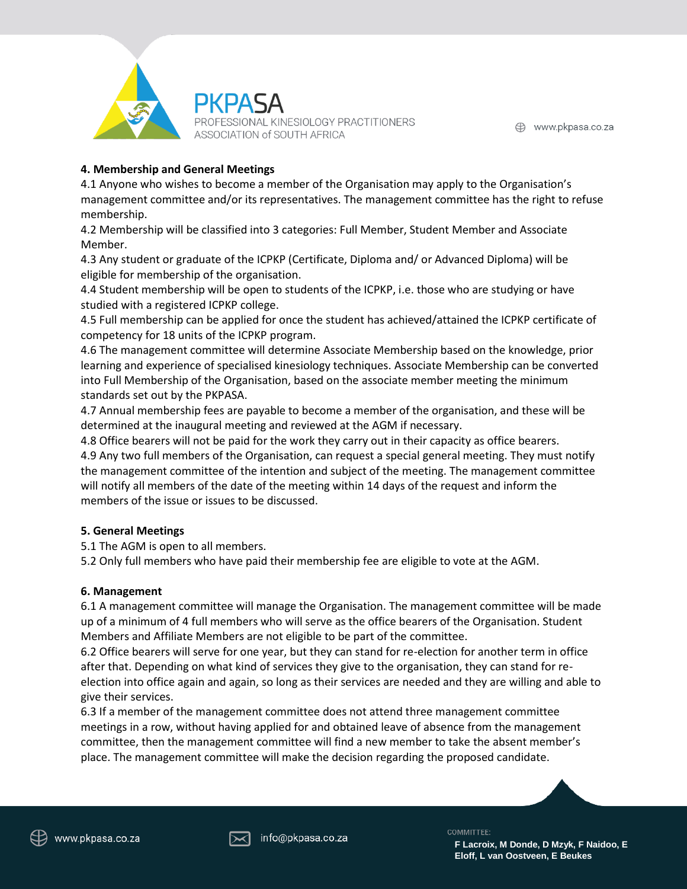**4. Membership and General Meetings**

4.1 Anyone who wishes to become a member of the Organisation may apply to the Organisation's management committee and/or its representatives. The management committee has the right to refuse membership.

4.2 Membership will be classified into 3 categories: Full Member, Student Member and Associate Member.

4.3 Any student or graduate of the ICPKP (Certificate, Diploma and/ or Advanced Diploma) will be eligible for membership of the organisation.

4.4 Student membership will be open to students of the ICPKP, i.e. those who are studying or have studied with a registered ICPKP college.

4.5 Full membership can be applied for once the student has achieved/attained the ICPKP certificate of competency for 18 units of the ICPKP program.

4.6 The management committee will determine Associate Membership based on the knowledge, prior learning and experience of specialised kinesiology techniques. Associate Membership can be converted into Full Membership of the Organisation, based on the associate member meeting the minimum standards set out by the PKPASA.

4.7 Annual membership fees are payable to become a member of the organisation, and these will be determined at the inaugural meeting and reviewed at the AGM if necessary.

4.8 Office bearers will not be paid for the work they carry out in their capacity as office bearers.

4.9 Any two full members of the Organisation, can request a special general meeting. They must notify the management committee of the intention and subject of the meeting. The management committee will notify all members of the date of the meeting within 14 days of the request and inform the members of the issue or issues to be discussed.

**5. General Meetings**

5.1 The AGM is open to all members.

5.2 Only full members who have paid their membership fee are eligible to vote at the AGM.

**6. Management**

6.1 A management committee will manage the Organisation. The management committee will be made up of a minimum of 4 full members who will serve as the office bearers of the Organisation. Student Members and Affiliate Members are not eligible to be part of the committee.

6.2 Office bearers will serve for one year, but they can stand for re-election for another term in office after that. Depending on what kind of services they give to the organisation, they can stand for re-election into office again and again, so long as their services are needed and they are willing and able to give their services.

6.3 If a member of the management committee does not attend three management committee meetings in a row, without having applied for and obtained leave of absence from the management committee, then the management committee will find a new member to take the absent member's place. The management committee will make the decision regarding the proposed candidate.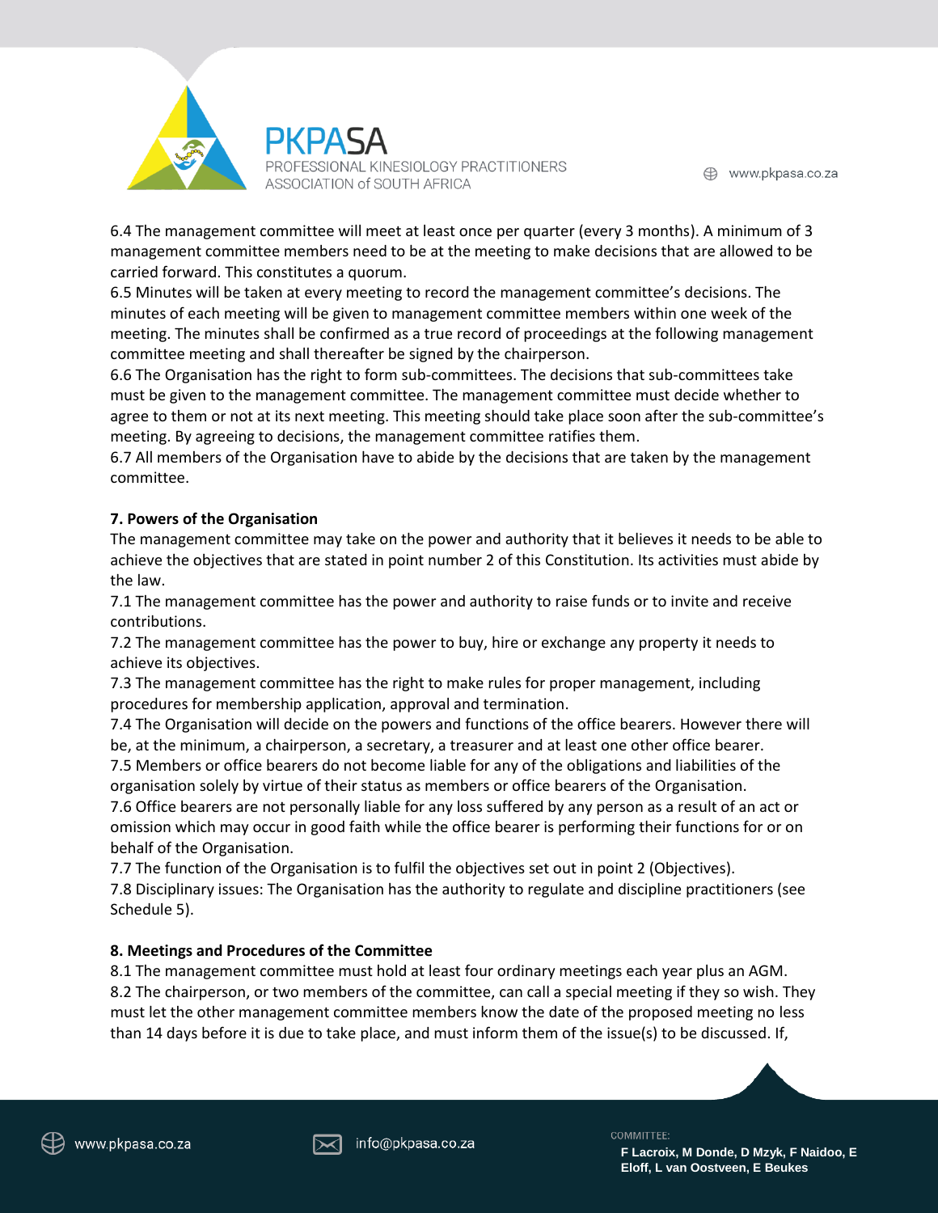6.4 The management committee will meet at least once per quarter (every 3 months). A minimum of 3 management committee members need to be at the meeting to make decisions that are allowed to be carried forward. This constitutes a quorum.

6.5 Minutes will be taken at every meeting to record the management committee's decisions. The minutes of each meeting will be given to management committee members within one week of the meeting. The minutes shall be confirmed as a true record of proceedings at the following management committee meeting and shall thereafter be signed by the chairperson.

6.6 The Organisation has the right to form sub-committees. The decisions that sub-committees take must be given to the management committee. The management committee must decide whether to agree to them or not at its next meeting. This meeting should take place soon after the sub-committee's meeting. By agreeing to decisions, the management committee ratifies them.

6.7 All members of the Organisation have to abide by the decisions that are taken by the management committee.

**7. Powers of the Organisation**

The management committee may take on the power and authority that it believes it needs to be able to achieve the objectives that are stated in point number 2 of this Constitution. Its activities must abide by the law.

7.1 The management committee has the power and authority to raise funds or to invite and receive contributions.

7.2 The management committee has the power to buy, hire or exchange any property it needs to achieve its objectives.

7.3 The management committee has the right to make rules for proper management, including procedures for membership application, approval and termination.

7.4 The Organisation will decide on the powers and functions of the office bearers. However there will be, at the minimum, a chairperson, a secretary, a treasurer and at least one other office bearer.

7.5 Members or office bearers do not become liable for any of the obligations and liabilities of the organisation solely by virtue of their status as members or office bearers of the Organisation.

7.6 Office bearers are not personally liable for any loss suffered by any person as a result of an act or omission which may occur in good faith while the office bearer is performing their functions for or on behalf of the Organisation.

7.7 The function of the Organisation is to fulfil the objectives set out in point 2 (Objectives).

7.8 Disciplinary issues: The Organisation has the authority to regulate and discipline practitioners (see Schedule 5).

**8. Meetings and Procedures of the Committee**

8.1 The management committee must hold at least four ordinary meetings each year plus an AGM.

8.2 The chairperson, or two members of the committee, can call a special meeting if they so wish. They must let the other management committee members know the date of the proposed meeting no less than 14 days before it is due to take place, and must inform them of the issue(s) to be discussed. If,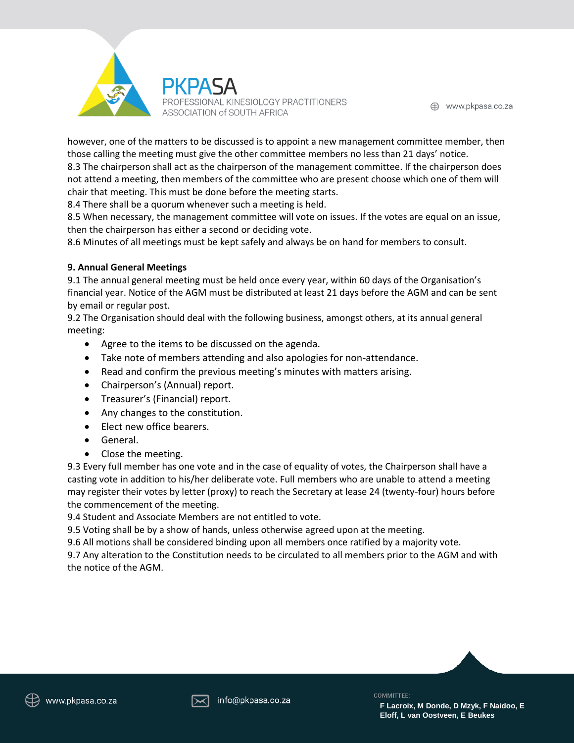however, one of the matters to be discussed is to appoint a new management committee member, then those calling the meeting must give the other committee members no less than 21 days' notice.
8.3 The chairperson shall act as the chairperson of the management committee. If the chairperson does not attend a meeting, then members of the committee who are present choose which one of them will chair that meeting. This must be done before the meeting starts.
8.4 There shall be a quorum whenever such a meeting is held.
8.5 When necessary, the management committee will vote on issues. If the votes are equal on an issue, then the chairperson has either a second or deciding vote.
8.6 Minutes of all meetings must be kept safely and always be on hand for members to consult.

**9. Annual General Meetings**
9.1 The annual general meeting must be held once every year, within 60 days of the Organisation's financial year. Notice of the AGM must be distributed at least 21 days before the AGM and can be sent by email or regular post.
9.2 The Organisation should deal with the following business, amongst others, at its annual general meeting:

- Agree to the items to be discussed on the agenda.
- Take note of members attending and also apologies for non-attendance.
- Read and confirm the previous meeting's minutes with matters arising.
- Chairperson's (Annual) report.
- Treasurer's (Financial) report.
- Any changes to the constitution.
- Elect new office bearers.
- General.
- Close the meeting.

9.3 Every full member has one vote and in the case of equality of votes, the Chairperson shall have a casting vote in addition to his/her deliberate vote. Full members who are unable to attend a meeting may register their votes by letter (proxy) to reach the Secretary at lease 24 (twenty-four) hours before the commencement of the meeting.
9.4 Student and Associate Members are not entitled to vote.
9.5 Voting shall be by a show of hands, unless otherwise agreed upon at the meeting.
9.6 All motions shall be considered binding upon all members once ratified by a majority vote.
9.7 Any alteration to the Constitution needs to be circulated to all members prior to the AGM and with the notice of the AGM.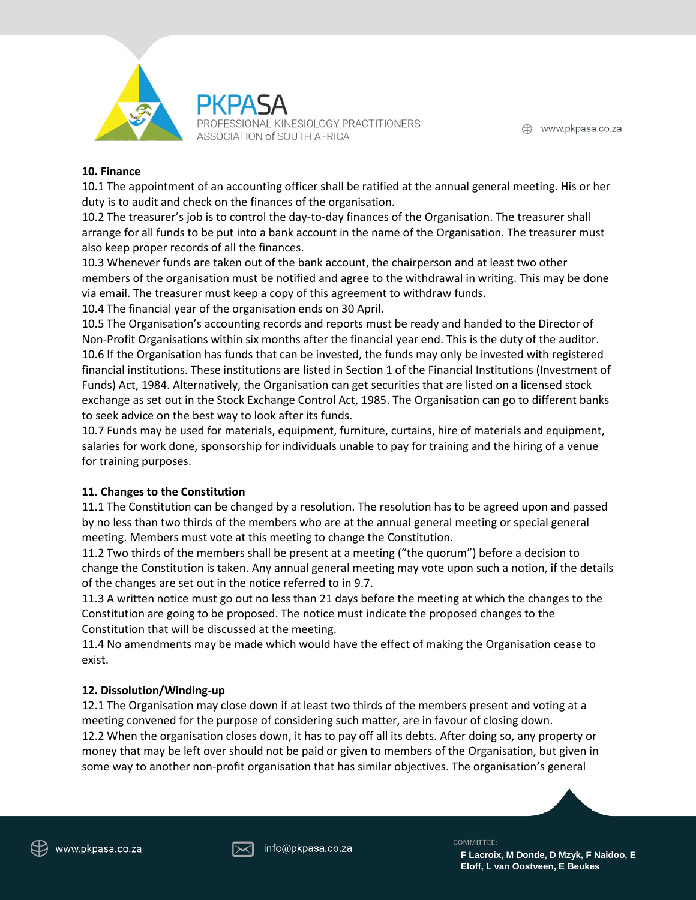**10. Finance**

10.1 The appointment of an accounting officer shall be ratified at the annual general meeting. His or her duty is to audit and check on the finances of the organisation.

10.2 The treasurer's job is to control the day-to-day finances of the Organisation. The treasurer shall arrange for all funds to be put into a bank account in the name of the Organisation. The treasurer must also keep proper records of all the finances.

10.3 Whenever funds are taken out of the bank account, the chairperson and at least two other members of the organisation must be notified and agree to the withdrawal in writing. This may be done via email. The treasurer must keep a copy of this agreement to withdraw funds.

10.4 The financial year of the organisation ends on 30 April.

10.5 The Organisation's accounting records and reports must be ready and handed to the Director of Non-Profit Organisations within six months after the financial year end. This is the duty of the auditor.

10.6 If the Organisation has funds that can be invested, the funds may only be invested with registered financial institutions. These institutions are listed in Section 1 of the Financial Institutions (Investment of Funds) Act, 1984. Alternatively, the Organisation can get securities that are listed on a licensed stock exchange as set out in the Stock Exchange Control Act, 1985. The Organisation can go to different banks to seek advice on the best way to look after its funds.

10.7 Funds may be used for materials, equipment, furniture, curtains, hire of materials and equipment, salaries for work done, sponsorship for individuals unable to pay for training and the hiring of a venue for training purposes.

**11. Changes to the Constitution**

11.1 The Constitution can be changed by a resolution. The resolution has to be agreed upon and passed by no less than two thirds of the members who are at the annual general meeting or special general meeting. Members must vote at this meeting to change the Constitution.

11.2 Two thirds of the members shall be present at a meeting ("the quorum") before a decision to change the Constitution is taken. Any annual general meeting may vote upon such a notion, if the details of the changes are set out in the notice referred to in 9.7.

11.3 A written notice must go out no less than 21 days before the meeting at which the changes to the Constitution are going to be proposed. The notice must indicate the proposed changes to the Constitution that will be discussed at the meeting.

11.4 No amendments may be made which would have the effect of making the Organisation cease to exist.

**12. Dissolution/Winding-up**

12.1 The Organisation may close down if at least two thirds of the members present and voting at a meeting convened for the purpose of considering such matter, are in favour of closing down.

12.2 When the organisation closes down, it has to pay off all its debts. After doing so, any property or money that may be left over should not be paid or given to members of the Organisation, but given in some way to another non-profit organisation that has similar objectives. The organisation's general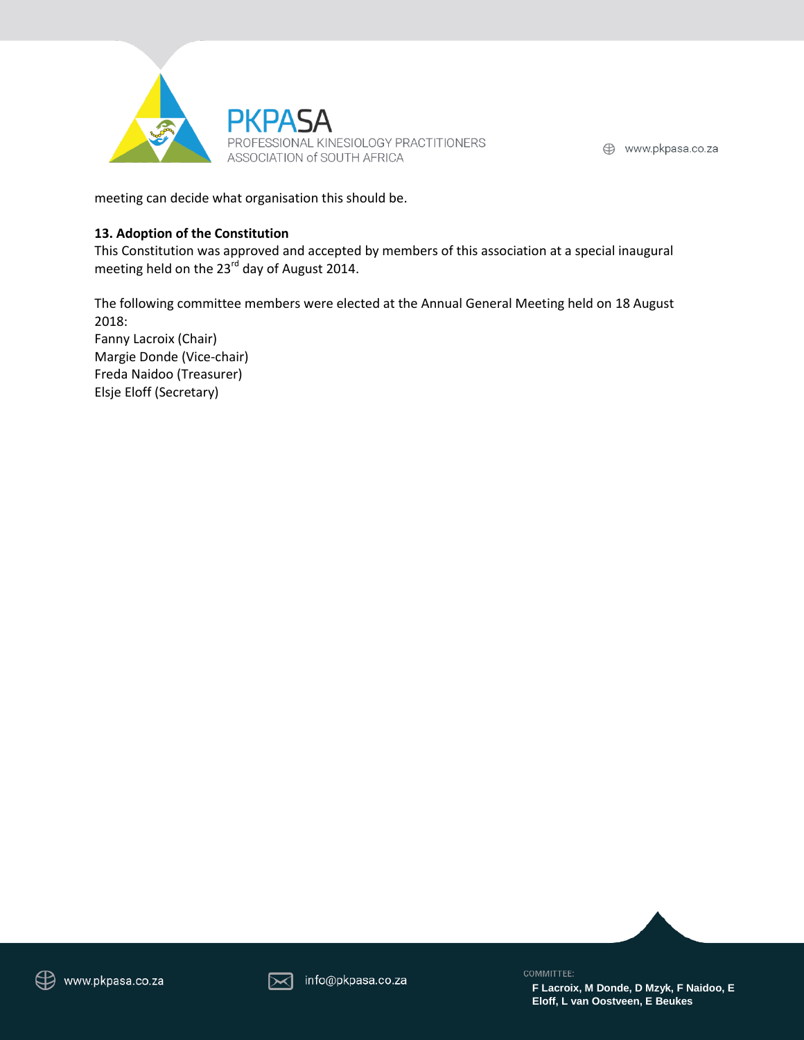meeting can decide what organisation this should be.

**13. Adoption of the Constitution**

This Constitution was approved and accepted by members of this association at a special inaugural meeting held on the 23rd day of August 2014.

The following committee members were elected at the Annual General Meeting held on 18 August 2018:

Fanny Lacroix (Chair)  
Margie Donde (Vice-chair)  
Freda Naidoo (Treasurer)  
Elsje Eloff (Secretary)